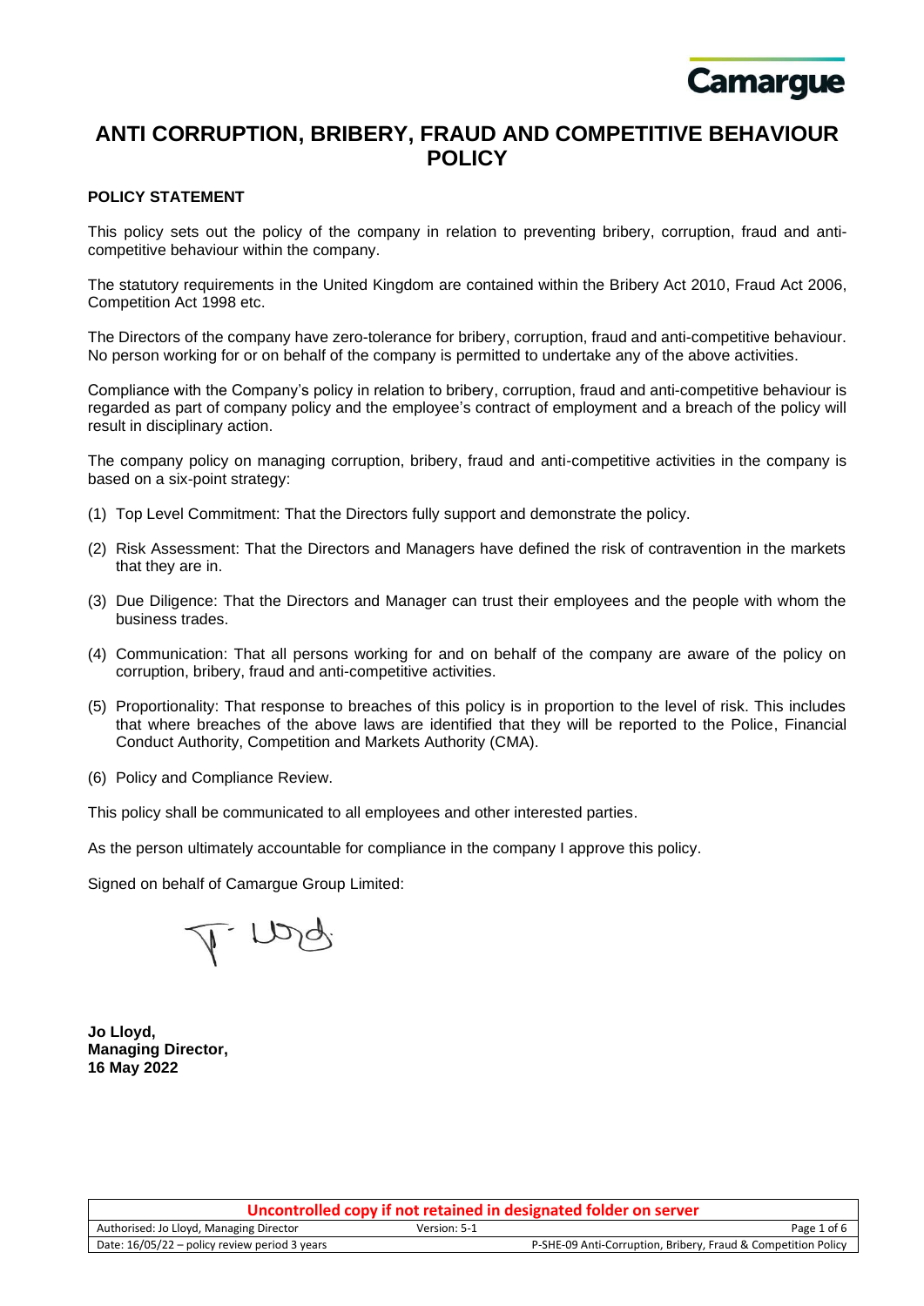# ANTI CORRUPTION, BRIBERY, FRAUD AND COMPETITIVE BEHAVIOUR POLICY

**POLICY STATEMENT**

This policy sets out the policy of the company in relation to preventing bribery, corruption, fraud and anti-competitive behaviour within the company.

The statutory requirements in the United Kingdom are contained within the Bribery Act 2010, Fraud Act 2006, Competition Act 1998 etc.

The Directors of the company have zero-tolerance for bribery, corruption, fraud and anti-competitive behaviour. No person working for or on behalf of the company is permitted to undertake any of the above activities.

Compliance with the Company's policy in relation to bribery, corruption, fraud and anti-competitive behaviour is regarded as part of company policy and the employee's contract of employment and a breach of the policy will result in disciplinary action.

The company policy on managing corruption, bribery, fraud and anti-competitive activities in the company is based on a six-point strategy:

(1) Top Level Commitment: That the Directors fully support and demonstrate the policy.

(2) Risk Assessment: That the Directors and Managers have defined the risk of contravention in the markets that they are in.

(3) Due Diligence: That the Directors and Manager can trust their employees and the people with whom the business trades.

(4) Communication: That all persons working for and on behalf of the company are aware of the policy on corruption, bribery, fraud and anti-competitive activities.

(5) Proportionality: That response to breaches of this policy is in proportion to the level of risk. This includes that where breaches of the above laws are identified that they will be reported to the Police, Financial Conduct Authority, Competition and Markets Authority (CMA).

(6) Policy and Compliance Review.

This policy shall be communicated to all employees and other interested parties.

As the person ultimately accountable for compliance in the company I approve this policy.

Signed on behalf of Camargue Group Limited:

**Jo Lloyd,**
**Managing Director,**
**16 May 2022**

**Uncontrolled copy if not retained in designated folder on server**

| Authorised: Jo Lloyd, Managing Director | Version: 5-1 | |
|---|---|---|
| Date: 16/05/22 – policy review period 3 years | | P-SHE-09 Anti-Corruption, Bribery, Fraud & Competition Policy |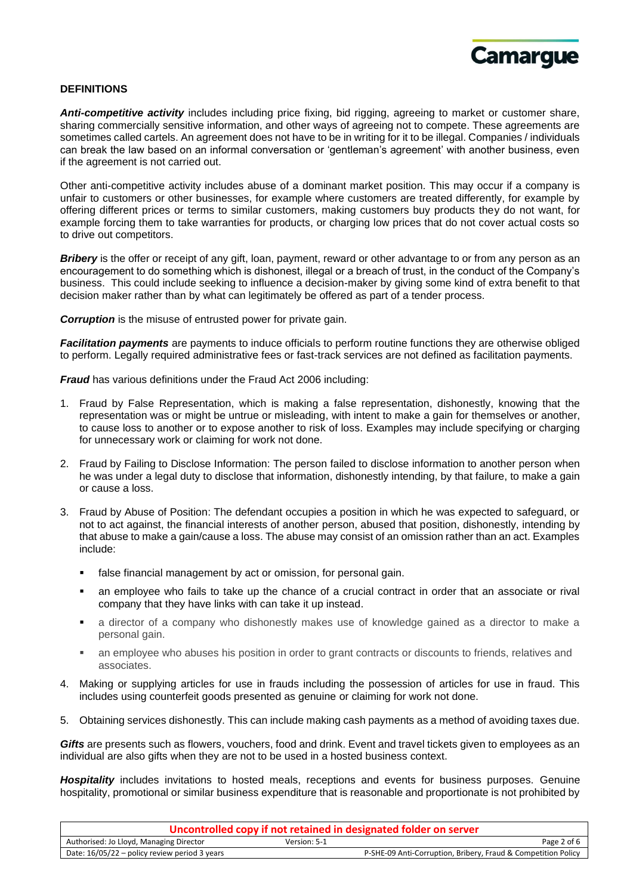**DEFINITIONS**

***Anti-competitive activity*** includes including price fixing, bid rigging, agreeing to market or customer share, sharing commercially sensitive information, and other ways of agreeing not to compete. These agreements are sometimes called cartels. An agreement does not have to be in writing for it to be illegal. Companies / individuals can break the law based on an informal conversation or 'gentleman's agreement' with another business, even if the agreement is not carried out.

Other anti-competitive activity includes abuse of a dominant market position. This may occur if a company is unfair to customers or other businesses, for example where customers are treated differently, for example by offering different prices or terms to similar customers, making customers buy products they do not want, for example forcing them to take warranties for products, or charging low prices that do not cover actual costs so to drive out competitors.

***Bribery*** is the offer or receipt of any gift, loan, payment, reward or other advantage to or from any person as an encouragement to do something which is dishonest, illegal or a breach of trust, in the conduct of the Company's business. This could include seeking to influence a decision-maker by giving some kind of extra benefit to that decision maker rather than by what can legitimately be offered as part of a tender process.

***Corruption*** is the misuse of entrusted power for private gain.

***Facilitation payments*** are payments to induce officials to perform routine functions they are otherwise obliged to perform. Legally required administrative fees or fast-track services are not defined as facilitation payments.

***Fraud*** has various definitions under the Fraud Act 2006 including:

1. Fraud by False Representation, which is making a false representation, dishonestly, knowing that the representation was or might be untrue or misleading, with intent to make a gain for themselves or another, to cause loss to another or to expose another to risk of loss. Examples may include specifying or charging for unnecessary work or claiming for work not done.
2. Fraud by Failing to Disclose Information: The person failed to disclose information to another person when he was under a legal duty to disclose that information, dishonestly intending, by that failure, to make a gain or cause a loss.
3. Fraud by Abuse of Position: The defendant occupies a position in which he was expected to safeguard, or not to act against, the financial interests of another person, abused that position, dishonestly, intending by that abuse to make a gain/cause a loss. The abuse may consist of an omission rather than an act. Examples include:
   - false financial management by act or omission, for personal gain.
   - an employee who fails to take up the chance of a crucial contract in order that an associate or rival company that they have links with can take it up instead.
   - a director of a company who dishonestly makes use of knowledge gained as a director to make a personal gain.
   - an employee who abuses his position in order to grant contracts or discounts to friends, relatives and associates.
4. Making or supplying articles for use in frauds including the possession of articles for use in fraud. This includes using counterfeit goods presented as genuine or claiming for work not done.
5. Obtaining services dishonestly. This can include making cash payments as a method of avoiding taxes due.

***Gifts*** are presents such as flowers, vouchers, food and drink. Event and travel tickets given to employees as an individual are also gifts when they are not to be used in a hosted business context.

***Hospitality*** includes invitations to hosted meals, receptions and events for business purposes. Genuine hospitality, promotional or similar business expenditure that is reasonable and proportionate is not prohibited by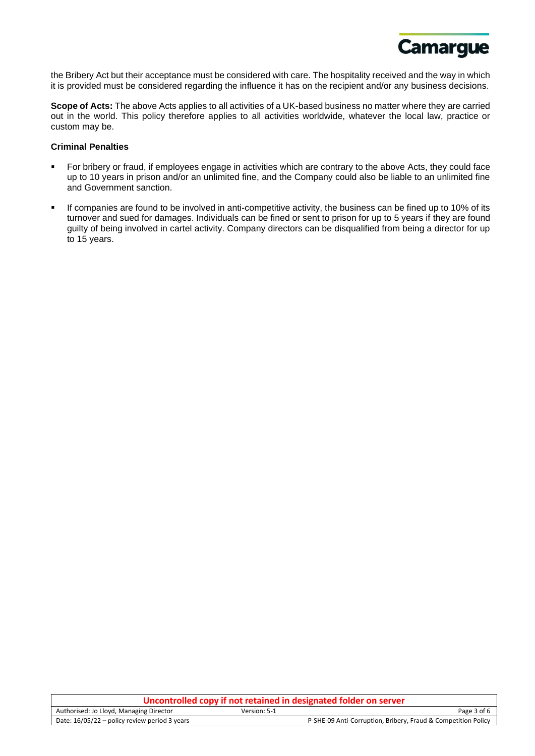the Bribery Act but their acceptance must be considered with care. The hospitality received and the way in which it is provided must be considered regarding the influence it has on the recipient and/or any business decisions.

**Scope of Acts:** The above Acts applies to all activities of a UK-based business no matter where they are carried out in the world. This policy therefore applies to all activities worldwide, whatever the local law, practice or custom may be.

**Criminal Penalties**

- For bribery or fraud, if employees engage in activities which are contrary to the above Acts, they could face up to 10 years in prison and/or an unlimited fine, and the Company could also be liable to an unlimited fine and Government sanction.
- If companies are found to be involved in anti-competitive activity, the business can be fined up to 10% of its turnover and sued for damages. Individuals can be fined or sent to prison for up to 5 years if they are found guilty of being involved in cartel activity. Company directors can be disqualified from being a director for up to 15 years.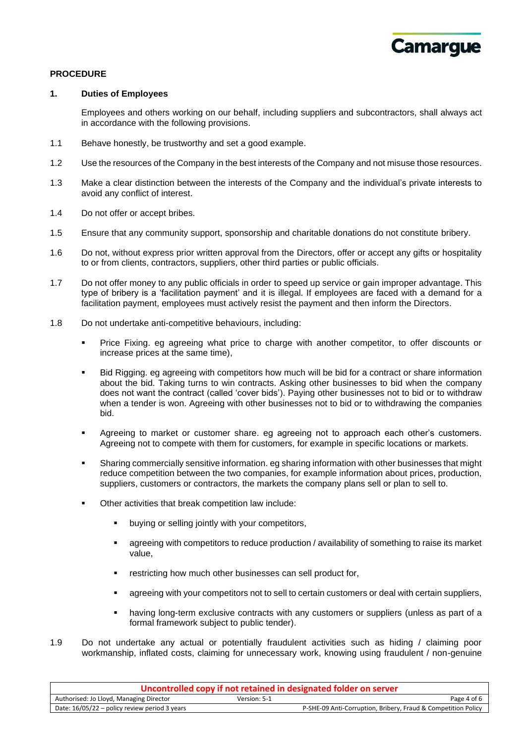**PROCEDURE**

**1. Duties of Employees**

Employees and others working on our behalf, including suppliers and subcontractors, shall always act in accordance with the following provisions.

1.1 Behave honestly, be trustworthy and set a good example.

1.2 Use the resources of the Company in the best interests of the Company and not misuse those resources.

1.3 Make a clear distinction between the interests of the Company and the individual's private interests to avoid any conflict of interest.

1.4 Do not offer or accept bribes.

1.5 Ensure that any community support, sponsorship and charitable donations do not constitute bribery.

1.6 Do not, without express prior written approval from the Directors, offer or accept any gifts or hospitality to or from clients, contractors, suppliers, other third parties or public officials.

1.7 Do not offer money to any public officials in order to speed up service or gain improper advantage. This type of bribery is a 'facilitation payment' and it is illegal. If employees are faced with a demand for a facilitation payment, employees must actively resist the payment and then inform the Directors.

1.8 Do not undertake anti-competitive behaviours, including:

- Price Fixing. eg agreeing what price to charge with another competitor, to offer discounts or increase prices at the same time),
- Bid Rigging. eg agreeing with competitors how much will be bid for a contract or share information about the bid. Taking turns to win contracts. Asking other businesses to bid when the company does not want the contract (called 'cover bids'). Paying other businesses not to bid or to withdraw when a tender is won. Agreeing with other businesses not to bid or to withdrawing the companies bid.
- Agreeing to market or customer share. eg agreeing not to approach each other's customers. Agreeing not to compete with them for customers, for example in specific locations or markets.
- Sharing commercially sensitive information. eg sharing information with other businesses that might reduce competition between the two companies, for example information about prices, production, suppliers, customers or contractors, the markets the company plans sell or plan to sell to.
- Other activities that break competition law include:
  - buying or selling jointly with your competitors,
  - agreeing with competitors to reduce production / availability of something to raise its market value,
  - restricting how much other businesses can sell product for,
  - agreeing with your competitors not to sell to certain customers or deal with certain suppliers,
  - having long-term exclusive contracts with any customers or suppliers (unless as part of a formal framework subject to public tender).

1.9 Do not undertake any actual or potentially fraudulent activities such as hiding / claiming poor workmanship, inflated costs, claiming for unnecessary work, knowing using fraudulent / non-genuine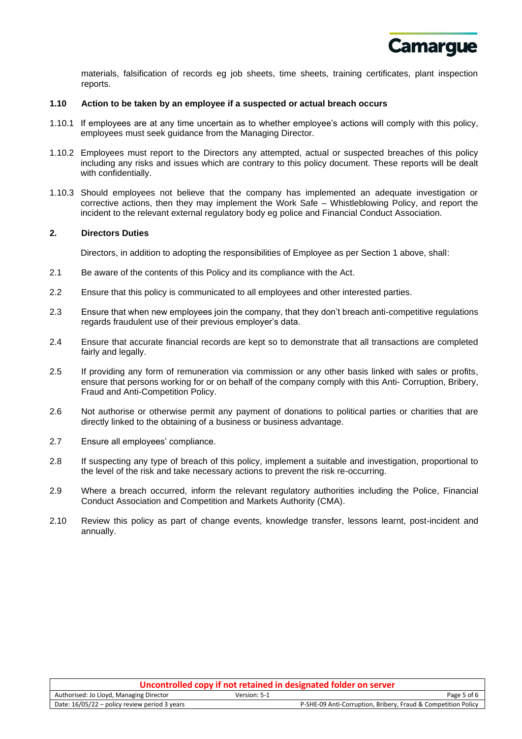materials, falsification of records eg job sheets, time sheets, training certificates, plant inspection reports.

### 1.10 Action to be taken by an employee if a suspected or actual breach occurs

1.10.1 If employees are at any time uncertain as to whether employee's actions will comply with this policy, employees must seek guidance from the Managing Director.

1.10.2 Employees must report to the Directors any attempted, actual or suspected breaches of this policy including any risks and issues which are contrary to this policy document. These reports will be dealt with confidentially.

1.10.3 Should employees not believe that the company has implemented an adequate investigation or corrective actions, then they may implement the Work Safe – Whistleblowing Policy, and report the incident to the relevant external regulatory body eg police and Financial Conduct Association.

## 2. Directors Duties

Directors, in addition to adopting the responsibilities of Employee as per Section 1 above, shall:

2.1 Be aware of the contents of this Policy and its compliance with the Act.

2.2 Ensure that this policy is communicated to all employees and other interested parties.

2.3 Ensure that when new employees join the company, that they don't breach anti-competitive regulations regards fraudulent use of their previous employer's data.

2.4 Ensure that accurate financial records are kept so to demonstrate that all transactions are completed fairly and legally.

2.5 If providing any form of remuneration via commission or any other basis linked with sales or profits, ensure that persons working for or on behalf of the company comply with this Anti- Corruption, Bribery, Fraud and Anti-Competition Policy.

2.6 Not authorise or otherwise permit any payment of donations to political parties or charities that are directly linked to the obtaining of a business or business advantage.

2.7 Ensure all employees' compliance.

2.8 If suspecting any type of breach of this policy, implement a suitable and investigation, proportional to the level of the risk and take necessary actions to prevent the risk re-occurring.

2.9 Where a breach occurred, inform the relevant regulatory authorities including the Police, Financial Conduct Association and Competition and Markets Authority (CMA).

2.10 Review this policy as part of change events, knowledge transfer, lessons learnt, post-incident and annually.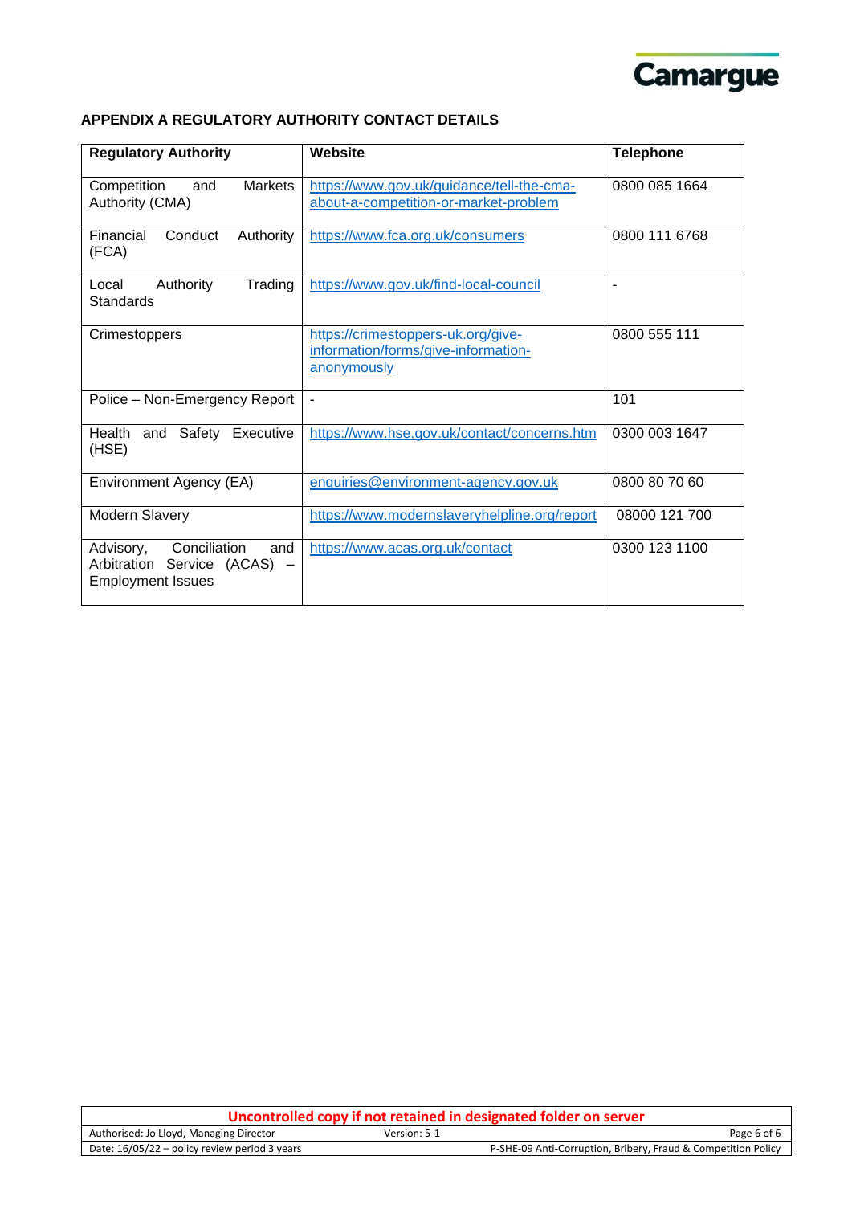## APPENDIX A REGULATORY AUTHORITY CONTACT DETAILS

| Regulatory Authority | Website | Telephone |
|---|---|---|
| Competition and Markets Authority (CMA) | https://www.gov.uk/guidance/tell-the-cma-about-a-competition-or-market-problem | 0800 085 1664 |
| Financial Conduct Authority (FCA) | https://www.fca.org.uk/consumers | 0800 111 6768 |
| Local Authority Trading Standards | https://www.gov.uk/find-local-council | - |
| Crimestoppers | https://crimestoppers-uk.org/give-information/forms/give-information-anonymously | 0800 555 111 |
| Police – Non-Emergency Report | - | 101 |
| Health and Safety Executive (HSE) | https://www.hse.gov.uk/contact/concerns.htm | 0300 003 1647 |
| Environment Agency (EA) | enquiries@environment-agency.gov.uk | 0800 80 70 60 |
| Modern Slavery | https://www.modernslaveryhelpline.org/report | 08000 121 700 |
| Advisory, Conciliation and Arbitration Service (ACAS) – Employment Issues | https://www.acas.org.uk/contact | 0300 123 1100 |